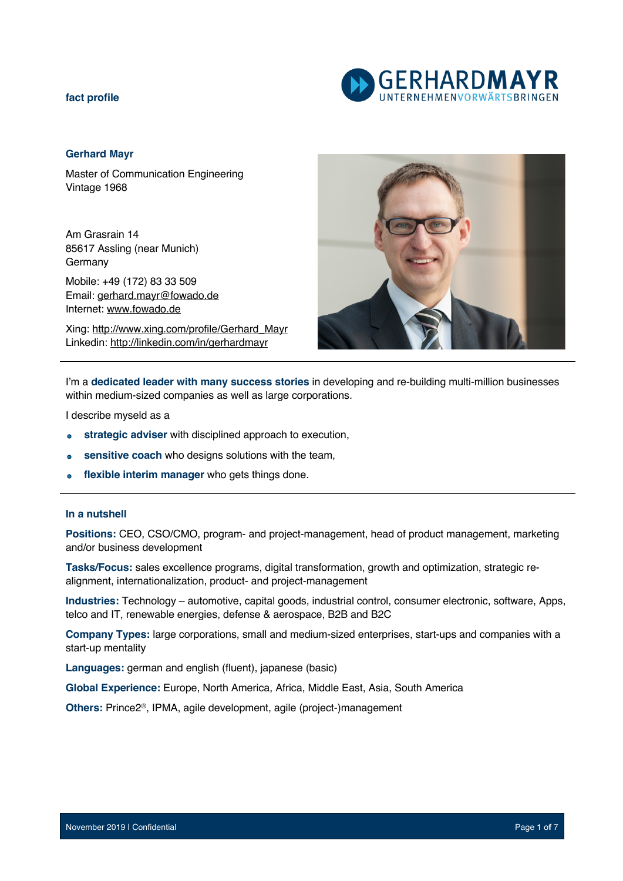**fact profile**

GERHARDMAYR
UNTERNEHMENVORWÄRTSBRINGEN

## Gerhard Mayr

Master of Communication Engineering
Vintage 1968

Am Grasrain 14
85617 Assling (near Munich)
Germany

Mobile: +49 (172) 83 33 509
Email: gerhard.mayr@fowado.de
Internet: www.fowado.de

Xing: http://www.xing.com/profile/Gerhard_Mayr
Linkedin: http://linkedin.com/in/gerhardmayr

---

I'm a **dedicated leader with many success stories** in developing and re-building multi-million businesses within medium-sized companies as well as large corporations.

I describe myseld as a

- **strategic adviser** with disciplined approach to execution,
- **sensitive coach** who designs solutions with the team,
- **flexible interim manager** who gets things done.

---

### In a nutshell

**Positions:** CEO, CSO/CMO, program- and project-management, head of product management, marketing and/or business development

**Tasks/Focus:** sales excellence programs, digital transformation, growth and optimization, strategic re-alignment, internationalization, product- and project-management

**Industries:** Technology – automotive, capital goods, industrial control, consumer electronic, software, Apps, telco and IT, renewable energies, defense & aerospace, B2B and B2C

**Company Types:** large corporations, small and medium-sized enterprises, start-ups and companies with a start-up mentality

**Languages:** german and english (fluent), japanese (basic)

**Global Experience:** Europe, North America, Africa, Middle East, Asia, South America

**Others:** Prince2®, IPMA, agile development, agile (project-)management

November 2019 I Confidential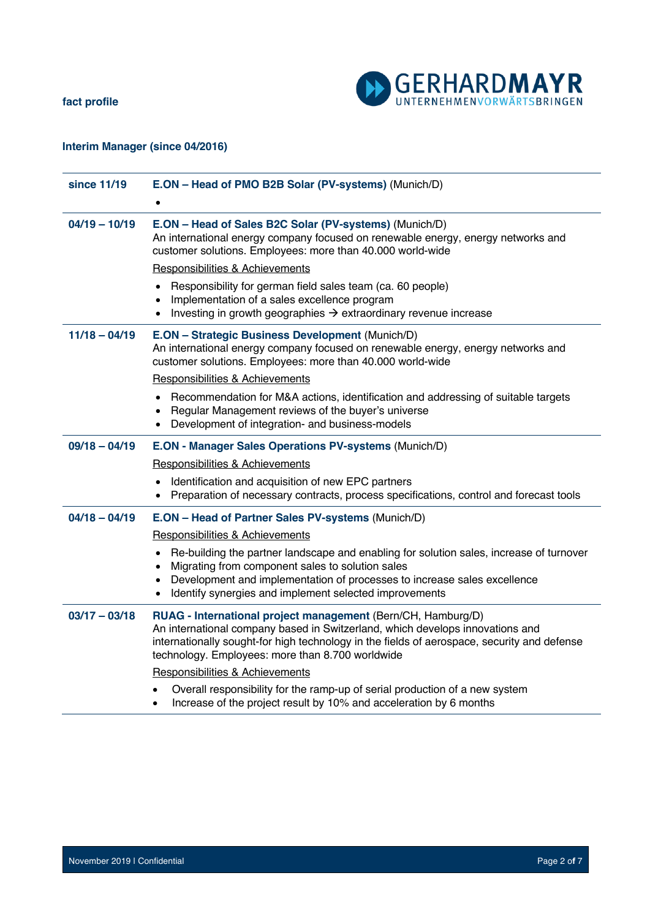**fact profile**

## Interim Manager (since 04/2016)

---

**since 11/19** — **E.ON – Head of PMO B2B Solar (PV-systems)** (Munich/D)

- 

---

**04/19 – 10/19** — **E.ON – Head of Sales B2C Solar (PV-systems)** (Munich/D)

An international energy company focused on renewable energy, energy networks and customer solutions. Employees: more than 40.000 world-wide

Responsibilities & Achievements

- Responsibility for german field sales team (ca. 60 people)
- Implementation of a sales excellence program
- Investing in growth geographies → extraordinary revenue increase

---

**11/18 – 04/19** — **E.ON – Strategic Business Development** (Munich/D)

An international energy company focused on renewable energy, energy networks and customer solutions. Employees: more than 40.000 world-wide

Responsibilities & Achievements

- Recommendation for M&A actions, identification and addressing of suitable targets
- Regular Management reviews of the buyer's universe
- Development of integration- and business-models

---

**09/18 – 04/19** — **E.ON - Manager Sales Operations PV-systems** (Munich/D)

Responsibilities & Achievements

- Identification and acquisition of new EPC partners
- Preparation of necessary contracts, process specifications, control and forecast tools

---

**04/18 – 04/19** — **E.ON – Head of Partner Sales PV-systems** (Munich/D)

Responsibilities & Achievements

- Re-building the partner landscape and enabling for solution sales, increase of turnover
- Migrating from component sales to solution sales
- Development and implementation of processes to increase sales excellence
- Identify synergies and implement selected improvements

---

**03/17 – 03/18** — **RUAG - International project management** (Bern/CH, Hamburg/D)

An international company based in Switzerland, which develops innovations and internationally sought-for high technology in the fields of aerospace, security and defense technology. Employees: more than 8.700 worldwide

Responsibilities & Achievements

- Overall responsibility for the ramp-up of serial production of a new system
- Increase of the project result by 10% and acceleration by 6 months

---

November 2019 I Confidential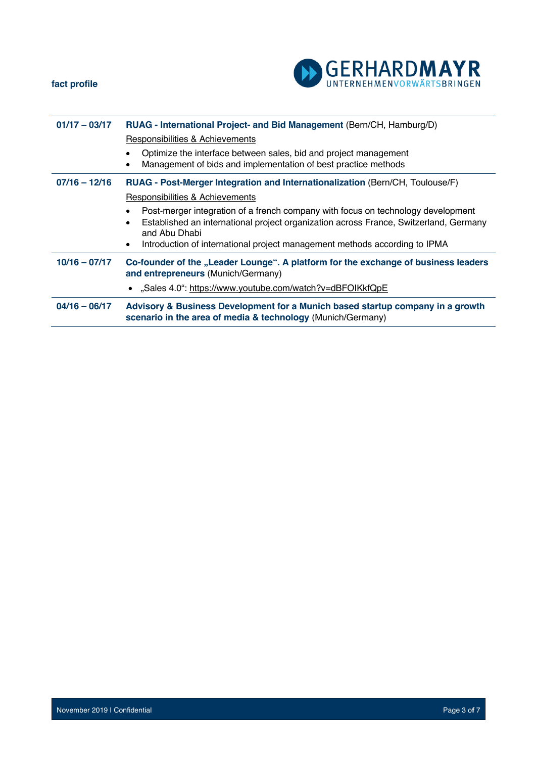| | |
|---|---|
| **01/17 – 03/17** | **RUAG - International Project- and Bid Management** (Bern/CH, Hamburg/D)<br>Responsibilities & Achievements<br>• Optimize the interface between sales, bid and project management<br>• Management of bids and implementation of best practice methods |
| **07/16 – 12/16** | **RUAG - Post-Merger Integration and Internationalization** (Bern/CH, Toulouse/F)<br>Responsibilities & Achievements<br>• Post-merger integration of a french company with focus on technology development<br>• Established an international project organization across France, Switzerland, Germany and Abu Dhabi<br>• Introduction of international project management methods according to IPMA |
| **10/16 – 07/17** | **Co-founder of the „Leader Lounge". A platform for the exchange of business leaders and entrepreneurs** (Munich/Germany)<br>• „Sales 4.0": https://www.youtube.com/watch?v=dBFOIKkfQpE |
| **04/16 – 06/17** | **Advisory & Business Development for a Munich based startup company in a growth scenario in the area of media & technology** (Munich/Germany) |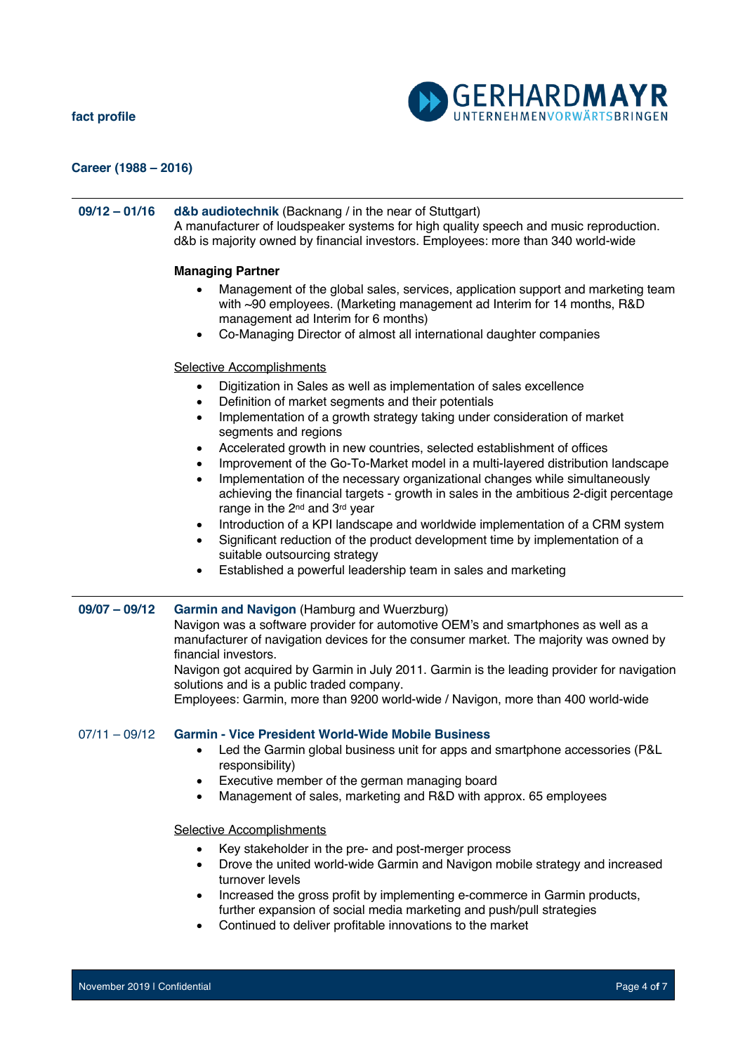**fact profile**

## Career (1988 – 2016)

---

**09/12 – 01/16** **d&b audiotechnik** (Backnang / in the near of Stuttgart)
A manufacturer of loudspeaker systems for high quality speech and music reproduction. d&b is majority owned by financial investors. Employees: more than 340 world-wide

**Managing Partner**

- Management of the global sales, services, application support and marketing team with ~90 employees. (Marketing management ad Interim for 14 months, R&D management ad Interim for 6 months)
- Co-Managing Director of almost all international daughter companies

Selective Accomplishments

- Digitization in Sales as well as implementation of sales excellence
- Definition of market segments and their potentials
- Implementation of a growth strategy taking under consideration of market segments and regions
- Accelerated growth in new countries, selected establishment of offices
- Improvement of the Go-To-Market model in a multi-layered distribution landscape
- Implementation of the necessary organizational changes while simultaneously achieving the financial targets - growth in sales in the ambitious 2-digit percentage range in the 2nd and 3rd year
- Introduction of a KPI landscape and worldwide implementation of a CRM system
- Significant reduction of the product development time by implementation of a suitable outsourcing strategy
- Established a powerful leadership team in sales and marketing

---

**09/07 – 09/12** **Garmin and Navigon** (Hamburg and Wuerzburg)
Navigon was a software provider for automotive OEM's and smartphones as well as a manufacturer of navigation devices for the consumer market. The majority was owned by financial investors.
Navigon got acquired by Garmin in July 2011. Garmin is the leading provider for navigation solutions and is a public traded company.
Employees: Garmin, more than 9200 world-wide / Navigon, more than 400 world-wide

07/11 – 09/12 **Garmin - Vice President World-Wide Mobile Business**

- Led the Garmin global business unit for apps and smartphone accessories (P&L responsibility)
- Executive member of the german managing board
- Management of sales, marketing and R&D with approx. 65 employees

Selective Accomplishments

- Key stakeholder in the pre- and post-merger process
- Drove the united world-wide Garmin and Navigon mobile strategy and increased turnover levels
- Increased the gross profit by implementing e-commerce in Garmin products, further expansion of social media marketing and push/pull strategies
- Continued to deliver profitable innovations to the market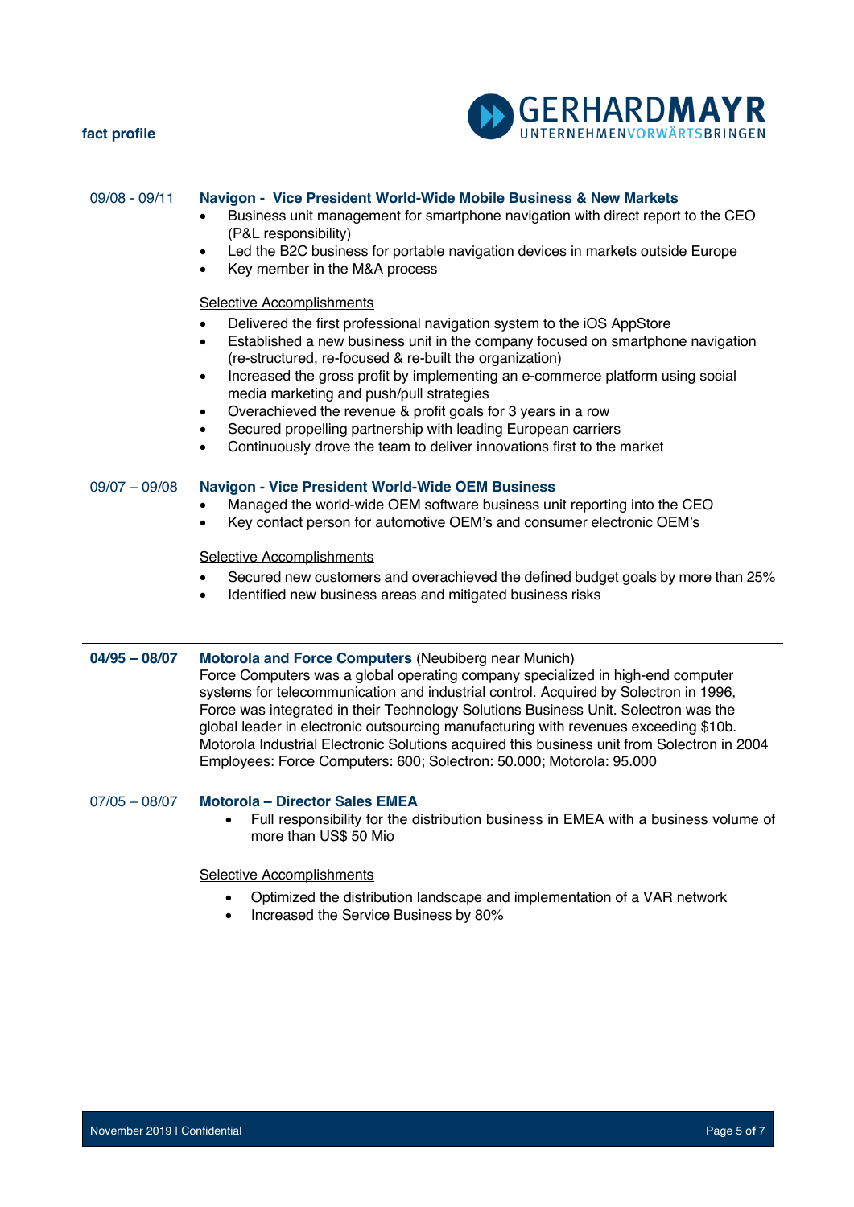**09/08 - 09/11** **Navigon - Vice President World-Wide Mobile Business & New Markets**

- Business unit management for smartphone navigation with direct report to the CEO (P&L responsibility)
- Led the B2C business for portable navigation devices in markets outside Europe
- Key member in the M&A process

Selective Accomplishments

- Delivered the first professional navigation system to the iOS AppStore
- Established a new business unit in the company focused on smartphone navigation (re-structured, re-focused & re-built the organization)
- Increased the gross profit by implementing an e-commerce platform using social media marketing and push/pull strategies
- Overachieved the revenue & profit goals for 3 years in a row
- Secured propelling partnership with leading European carriers
- Continuously drove the team to deliver innovations first to the market

**09/07 – 09/08** **Navigon - Vice President World-Wide OEM Business**

- Managed the world-wide OEM software business unit reporting into the CEO
- Key contact person for automotive OEM's and consumer electronic OEM's

Selective Accomplishments

- Secured new customers and overachieved the defined budget goals by more than 25%
- Identified new business areas and mitigated business risks

---

**04/95 – 08/07** **Motorola and Force Computers** (Neubiberg near Munich)

Force Computers was a global operating company specialized in high-end computer systems for telecommunication and industrial control. Acquired by Solectron in 1996, Force was integrated in their Technology Solutions Business Unit. Solectron was the global leader in electronic outsourcing manufacturing with revenues exceeding $10b. Motorola Industrial Electronic Solutions acquired this business unit from Solectron in 2004
Employees: Force Computers: 600; Solectron: 50.000; Motorola: 95.000

**07/05 – 08/07** **Motorola – Director Sales EMEA**

- Full responsibility for the distribution business in EMEA with a business volume of more than US$ 50 Mio

Selective Accomplishments

- Optimized the distribution landscape and implementation of a VAR network
- Increased the Service Business by 80%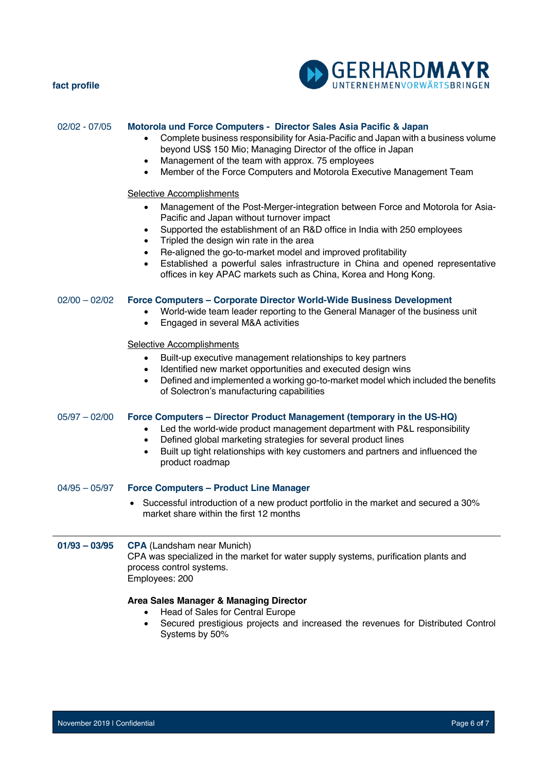**02/02 - 07/05** **Motorola und Force Computers - Director Sales Asia Pacific & Japan**

- Complete business responsibility for Asia-Pacific and Japan with a business volume beyond US$ 150 Mio; Managing Director of the office in Japan
- Management of the team with approx. 75 employees
- Member of the Force Computers and Motorola Executive Management Team

Selective Accomplishments

- Management of the Post-Merger-integration between Force and Motorola for Asia-Pacific and Japan without turnover impact
- Supported the establishment of an R&D office in India with 250 employees
- Tripled the design win rate in the area
- Re-aligned the go-to-market model and improved profitability
- Established a powerful sales infrastructure in China and opened representative offices in key APAC markets such as China, Korea and Hong Kong.

**02/00 – 02/02** **Force Computers – Corporate Director World-Wide Business Development**

- World-wide team leader reporting to the General Manager of the business unit
- Engaged in several M&A activities

Selective Accomplishments

- Built-up executive management relationships to key partners
- Identified new market opportunities and executed design wins
- Defined and implemented a working go-to-market model which included the benefits of Solectron's manufacturing capabilities

**05/97 – 02/00** **Force Computers – Director Product Management (temporary in the US-HQ)**

- Led the world-wide product management department with P&L responsibility
- Defined global marketing strategies for several product lines
- Built up tight relationships with key customers and partners and influenced the product roadmap

**04/95 – 05/97** **Force Computers – Product Line Manager**

- Successful introduction of a new product portfolio in the market and secured a 30% market share within the first 12 months

---

**01/93 – 03/95** **CPA** (Landsham near Munich)
CPA was specialized in the market for water supply systems, purification plants and process control systems.
Employees: 200

**Area Sales Manager & Managing Director**

- Head of Sales for Central Europe
- Secured prestigious projects and increased the revenues for Distributed Control Systems by 50%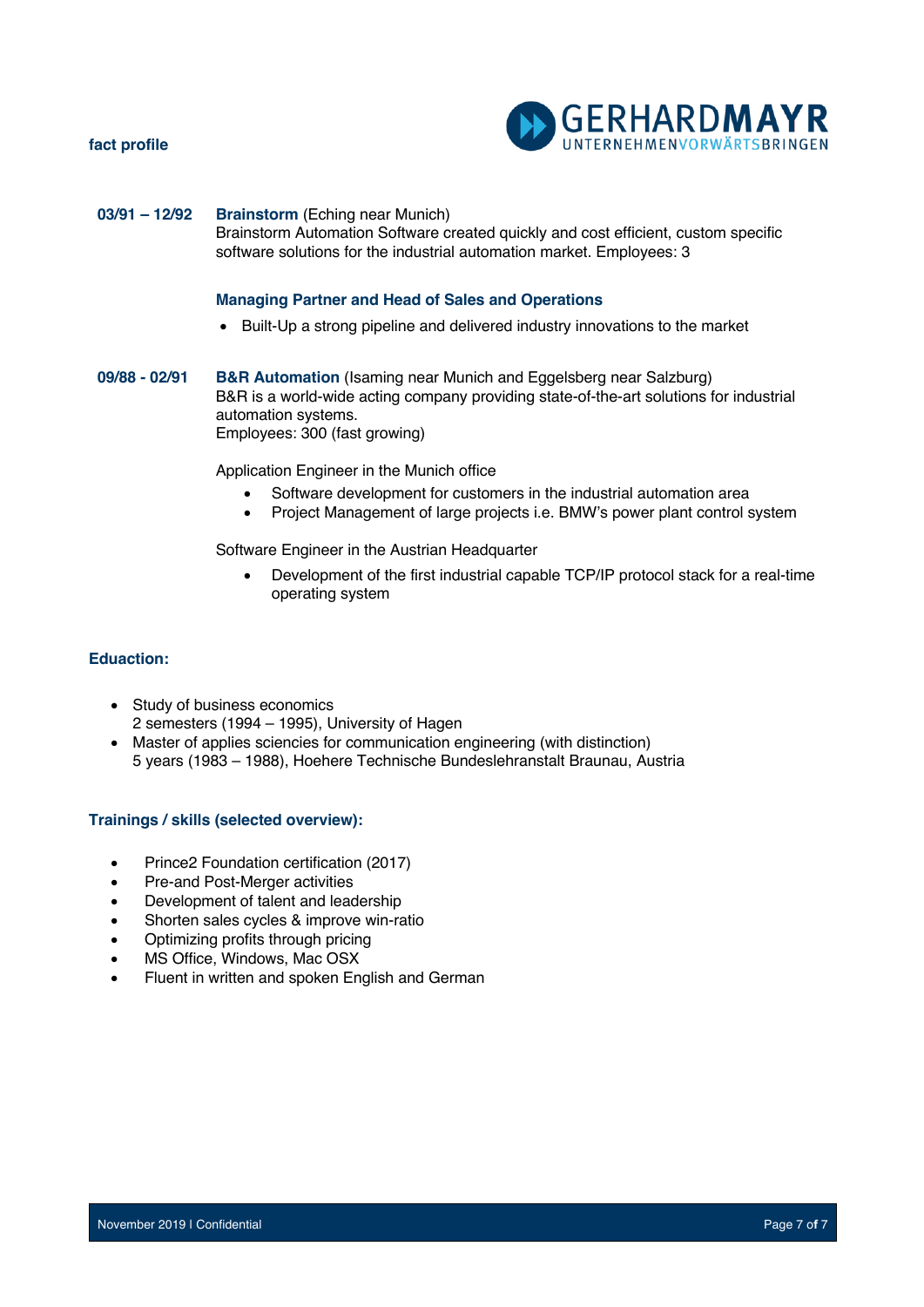**fact profile**

**03/91 – 12/92** **Brainstorm** (Eching near Munich)
Brainstorm Automation Software created quickly and cost efficient, custom specific software solutions for the industrial automation market. Employees: 3

**Managing Partner and Head of Sales and Operations**

- Built-Up a strong pipeline and delivered industry innovations to the market

**09/88 - 02/91** **B&R Automation** (Isaming near Munich and Eggelsberg near Salzburg)
B&R is a world-wide acting company providing state-of-the-art solutions for industrial automation systems.
Employees: 300 (fast growing)

Application Engineer in the Munich office

- Software development for customers in the industrial automation area
- Project Management of large projects i.e. BMW's power plant control system

Software Engineer in the Austrian Headquarter

- Development of the first industrial capable TCP/IP protocol stack for a real-time operating system

## Eduaction:

- Study of business economics
  2 semesters (1994 – 1995), University of Hagen
- Master of applies sciencies for communication engineering (with distinction)
  5 years (1983 – 1988), Hoehere Technische Bundeslehranstalt Braunau, Austria

## Trainings / skills (selected overview):

- Prince2 Foundation certification (2017)
- Pre-and Post-Merger activities
- Development of talent and leadership
- Shorten sales cycles & improve win-ratio
- Optimizing profits through pricing
- MS Office, Windows, Mac OSX
- Fluent in written and spoken English and German